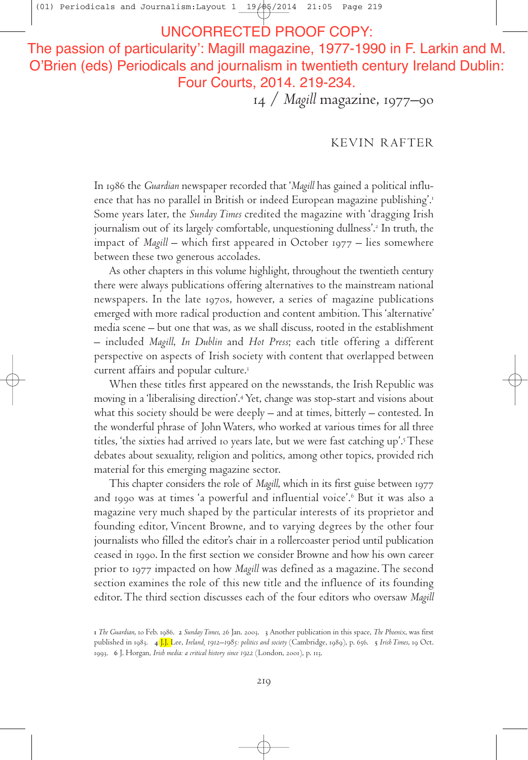UNCORRECTED PROOF COPY:
The passion of particularity': Magill magazine, 1977-1990 in F. Larkin and M. O'Brien (eds) Periodicals and journalism in twentieth century Ireland Dublin: Four Courts, 2014. 219-234.

# 14 / *Magill* magazine, 1977–90

## KEVIN RAFTER

In 1986 the *Guardian* newspaper recorded that '*Magill* has gained a political influence that has no parallel in British or indeed European magazine publishing'.[1] Some years later, the *Sunday Times* credited the magazine with 'dragging Irish journalism out of its largely comfortable, unquestioning dullness'.[2] In truth, the impact of *Magill* – which first appeared in October 1977 – lies somewhere between these two generous accolades.

As other chapters in this volume highlight, throughout the twentieth century there were always publications offering alternatives to the mainstream national newspapers. In the late 1970s, however, a series of magazine publications emerged with more radical production and content ambition. This 'alternative' media scene – but one that was, as we shall discuss, rooted in the establishment – included *Magill*, *In Dublin* and *Hot Press*; each title offering a different perspective on aspects of Irish society with content that overlapped between current affairs and popular culture.[3]

When these titles first appeared on the newsstands, the Irish Republic was moving in a 'liberalising direction'.[4] Yet, change was stop-start and visions about what this society should be were deeply – and at times, bitterly – contested. In the wonderful phrase of John Waters, who worked at various times for all three titles, 'the sixties had arrived 10 years late, but we were fast catching up'.[5] These debates about sexuality, religion and politics, among other topics, provided rich material for this emerging magazine sector.

This chapter considers the role of *Magill*, which in its first guise between 1977 and 1990 was at times 'a powerful and influential voice'.[6] But it was also a magazine very much shaped by the particular interests of its proprietor and founding editor, Vincent Browne, and to varying degrees by the other four journalists who filled the editor's chair in a rollercoaster period until publication ceased in 1990. In the first section we consider Browne and how his own career prior to 1977 impacted on how *Magill* was defined as a magazine. The second section examines the role of this new title and the influence of its founding editor. The third section discusses each of the four editors who oversaw *Magill*

---

1 *The Guardian*, 10 Feb. 1986. 2 *Sunday Times*, 26 Jan. 2003. 3 Another publication in this space, *The Phoenix*, was first published in 1983. 4 J.J. Lee, *Ireland, 1912–1985: politics and society* (Cambridge, 1989), p. 656. 5 *Irish Times*, 19 Oct. 1993. 6 J. Horgan, *Irish media: a critical history since 1922* (London, 2001), p. 113.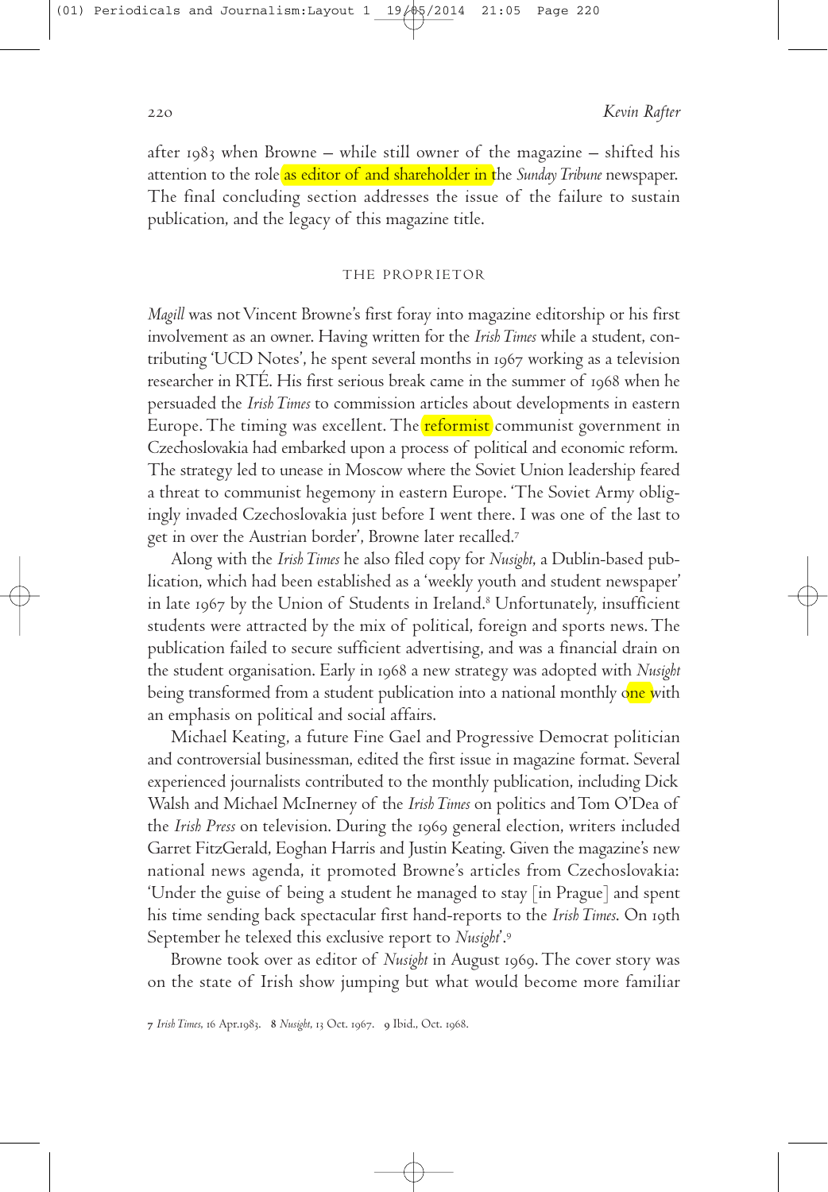after 1983 when Browne – while still owner of the magazine – shifted his attention to the role as editor of and shareholder in the *Sunday Tribune* newspaper. The final concluding section addresses the issue of the failure to sustain publication, and the legacy of this magazine title.

## THE PROPRIETOR

*Magill* was not Vincent Browne's first foray into magazine editorship or his first involvement as an owner. Having written for the *Irish Times* while a student, contributing 'UCD Notes', he spent several months in 1967 working as a television researcher in RTÉ. His first serious break came in the summer of 1968 when he persuaded the *Irish Times* to commission articles about developments in eastern Europe. The timing was excellent. The reformist communist government in Czechoslovakia had embarked upon a process of political and economic reform. The strategy led to unease in Moscow where the Soviet Union leadership feared a threat to communist hegemony in eastern Europe. 'The Soviet Army obligingly invaded Czechoslovakia just before I went there. I was one of the last to get in over the Austrian border', Browne later recalled.[7]

Along with the *Irish Times* he also filed copy for *Nusight*, a Dublin-based publication, which had been established as a 'weekly youth and student newspaper' in late 1967 by the Union of Students in Ireland.[8] Unfortunately, insufficient students were attracted by the mix of political, foreign and sports news. The publication failed to secure sufficient advertising, and was a financial drain on the student organisation. Early in 1968 a new strategy was adopted with *Nusight* being transformed from a student publication into a national monthly one with an emphasis on political and social affairs.

Michael Keating, a future Fine Gael and Progressive Democrat politician and controversial businessman, edited the first issue in magazine format. Several experienced journalists contributed to the monthly publication, including Dick Walsh and Michael McInerney of the *Irish Times* on politics and Tom O'Dea of the *Irish Press* on television. During the 1969 general election, writers included Garret FitzGerald, Eoghan Harris and Justin Keating. Given the magazine's new national news agenda, it promoted Browne's articles from Czechoslovakia: 'Under the guise of being a student he managed to stay [in Prague] and spent his time sending back spectacular first hand-reports to the *Irish Times*. On 19th September he telexed this exclusive report to *Nusight*'.[9]

Browne took over as editor of *Nusight* in August 1969. The cover story was on the state of Irish show jumping but what would become more familiar

7 *Irish Times*, 16 Apr.1983. 8 *Nusight*, 13 Oct. 1967. 9 Ibid., Oct. 1968.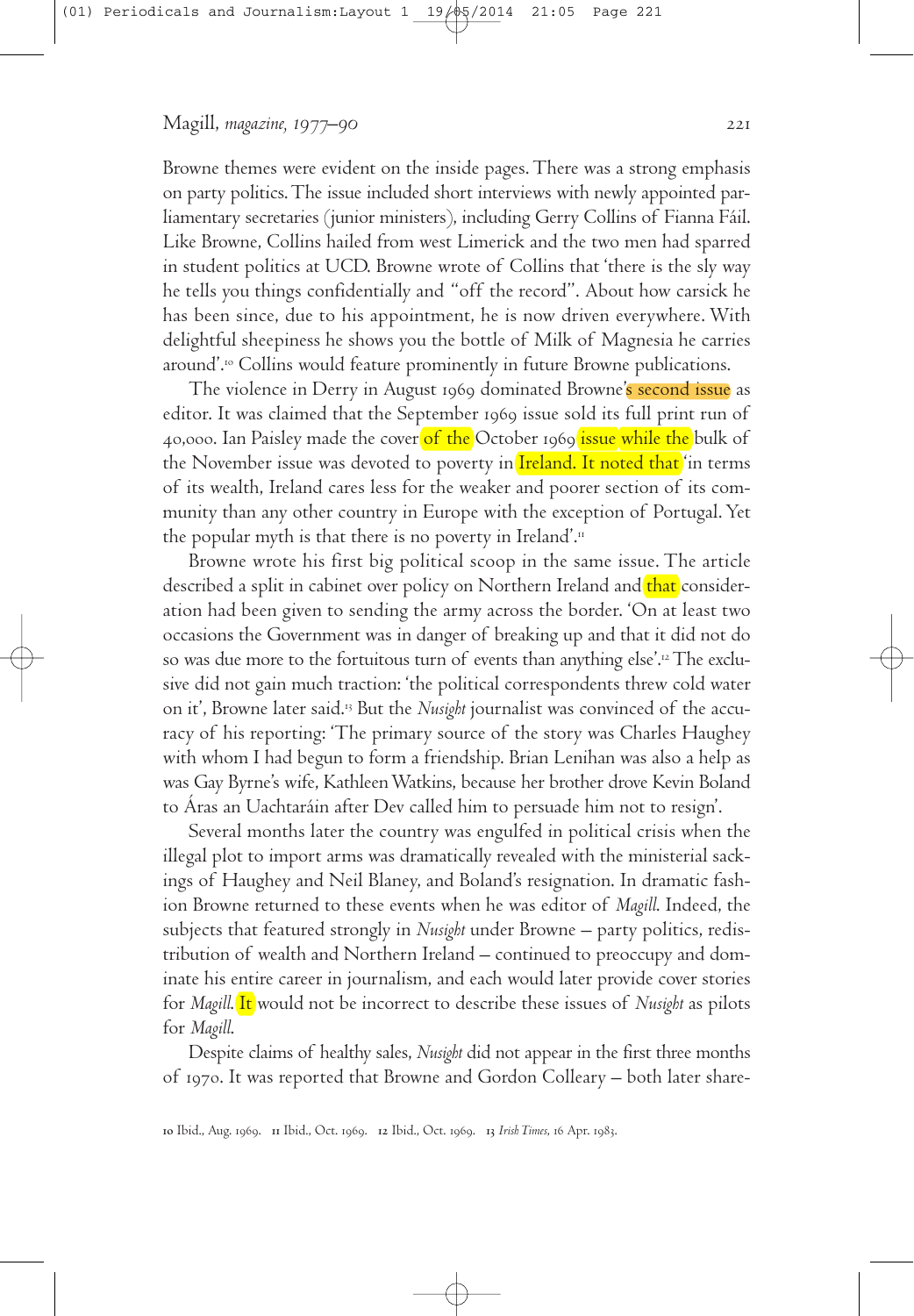Browne themes were evident on the inside pages. There was a strong emphasis on party politics. The issue included short interviews with newly appointed parliamentary secretaries (junior ministers), including Gerry Collins of Fianna Fáil. Like Browne, Collins hailed from west Limerick and the two men had sparred in student politics at UCD. Browne wrote of Collins that 'there is the sly way he tells you things confidentially and "off the record". About how carsick he has been since, due to his appointment, he is now driven everywhere. With delightful sheepiness he shows you the bottle of Milk of Magnesia he carries around'.[10] Collins would feature prominently in future Browne publications.

The violence in Derry in August 1969 dominated Browne's second issue as editor. It was claimed that the September 1969 issue sold its full print run of 40,000. Ian Paisley made the cover of the October 1969 issue while the bulk of the November issue was devoted to poverty in Ireland. It noted that 'in terms of its wealth, Ireland cares less for the weaker and poorer section of its community than any other country in Europe with the exception of Portugal. Yet the popular myth is that there is no poverty in Ireland'.[11]

Browne wrote his first big political scoop in the same issue. The article described a split in cabinet over policy on Northern Ireland and that consideration had been given to sending the army across the border. 'On at least two occasions the Government was in danger of breaking up and that it did not do so was due more to the fortuitous turn of events than anything else'.[12] The exclusive did not gain much traction: 'the political correspondents threw cold water on it', Browne later said.[13] But the *Nusight* journalist was convinced of the accuracy of his reporting: 'The primary source of the story was Charles Haughey with whom I had begun to form a friendship. Brian Lenihan was also a help as was Gay Byrne's wife, Kathleen Watkins, because her brother drove Kevin Boland to Áras an Uachtaráin after Dev called him to persuade him not to resign'.

Several months later the country was engulfed in political crisis when the illegal plot to import arms was dramatically revealed with the ministerial sackings of Haughey and Neil Blaney, and Boland's resignation. In dramatic fashion Browne returned to these events when he was editor of *Magill*. Indeed, the subjects that featured strongly in *Nusight* under Browne – party politics, redistribution of wealth and Northern Ireland – continued to preoccupy and dominate his entire career in journalism, and each would later provide cover stories for *Magill*. It would not be incorrect to describe these issues of *Nusight* as pilots for *Magill*.

Despite claims of healthy sales, *Nusight* did not appear in the first three months of 1970. It was reported that Browne and Gordon Colleary – both later share-

**10** Ibid., Aug. 1969. **11** Ibid., Oct. 1969. **12** Ibid., Oct. 1969. **13** *Irish Times*, 16 Apr. 1983.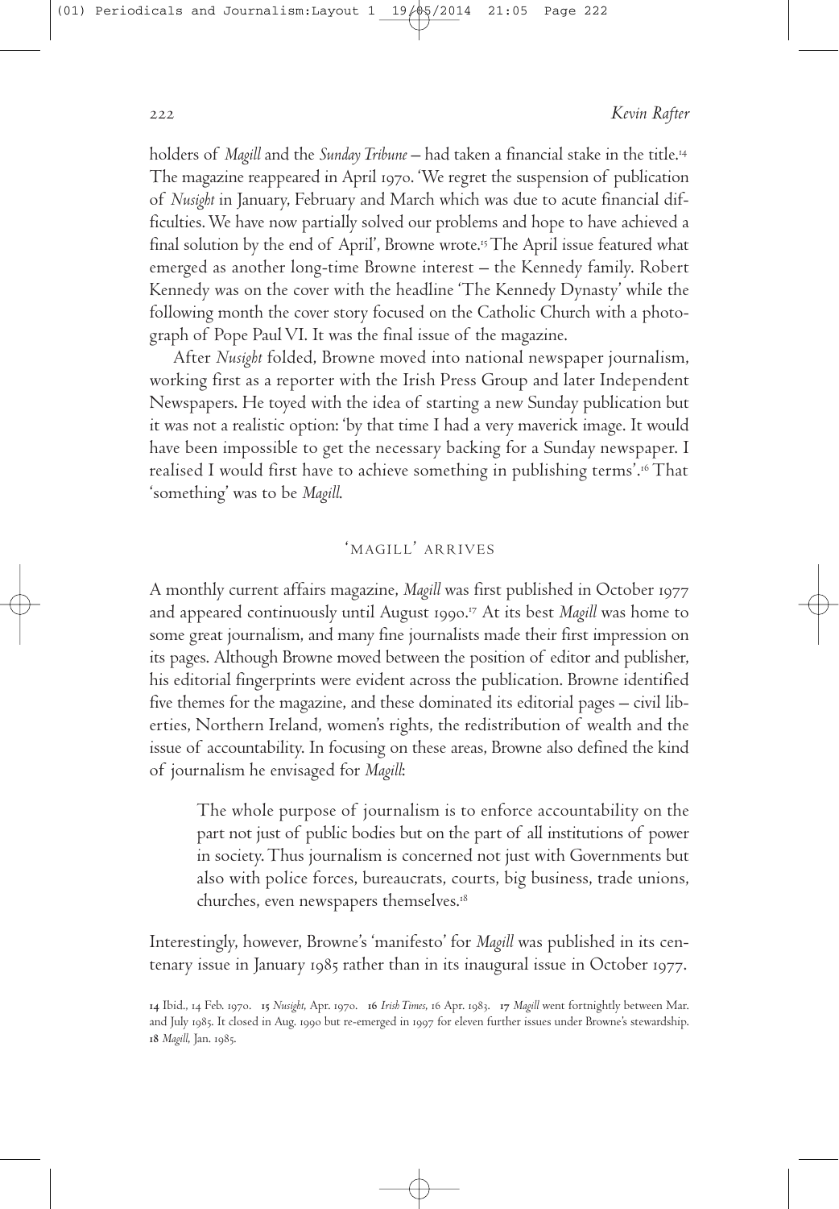holders of *Magill* and the *Sunday Tribune* – had taken a financial stake in the title.[14] The magazine reappeared in April 1970. 'We regret the suspension of publication of *Nusight* in January, February and March which was due to acute financial difficulties. We have now partially solved our problems and hope to have achieved a final solution by the end of April', Browne wrote.[15] The April issue featured what emerged as another long-time Browne interest – the Kennedy family. Robert Kennedy was on the cover with the headline 'The Kennedy Dynasty' while the following month the cover story focused on the Catholic Church with a photograph of Pope Paul VI. It was the final issue of the magazine.

After *Nusight* folded, Browne moved into national newspaper journalism, working first as a reporter with the Irish Press Group and later Independent Newspapers. He toyed with the idea of starting a new Sunday publication but it was not a realistic option: 'by that time I had a very maverick image. It would have been impossible to get the necessary backing for a Sunday newspaper. I realised I would first have to achieve something in publishing terms'.[16] That 'something' was to be *Magill*.

## 'MAGILL' ARRIVES

A monthly current affairs magazine, *Magill* was first published in October 1977 and appeared continuously until August 1990.[17] At its best *Magill* was home to some great journalism, and many fine journalists made their first impression on its pages. Although Browne moved between the position of editor and publisher, his editorial fingerprints were evident across the publication. Browne identified five themes for the magazine, and these dominated its editorial pages – civil liberties, Northern Ireland, women's rights, the redistribution of wealth and the issue of accountability. In focusing on these areas, Browne also defined the kind of journalism he envisaged for *Magill*:

> The whole purpose of journalism is to enforce accountability on the part not just of public bodies but on the part of all institutions of power in society. Thus journalism is concerned not just with Governments but also with police forces, bureaucrats, courts, big business, trade unions, churches, even newspapers themselves.[18]

Interestingly, however, Browne's 'manifesto' for *Magill* was published in its centenary issue in January 1985 rather than in its inaugural issue in October 1977.

**14** Ibid., 14 Feb. 1970. **15** *Nusight*, Apr. 1970. **16** *Irish Times*, 16 Apr. 1983. **17** *Magill* went fortnightly between Mar. and July 1985. It closed in Aug. 1990 but re-emerged in 1997 for eleven further issues under Browne's stewardship. **18** *Magill*, Jan. 1985.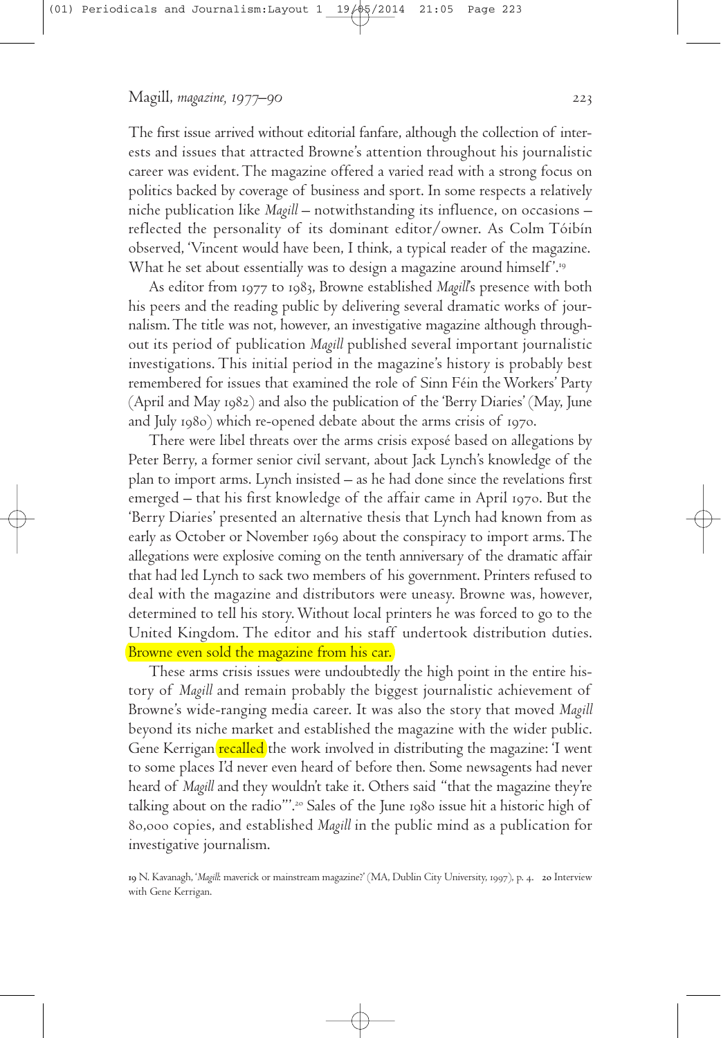The first issue arrived without editorial fanfare, although the collection of interests and issues that attracted Browne's attention throughout his journalistic career was evident. The magazine offered a varied read with a strong focus on politics backed by coverage of business and sport. In some respects a relatively niche publication like *Magill* – notwithstanding its influence, on occasions – reflected the personality of its dominant editor/owner. As Colm Tóibín observed, 'Vincent would have been, I think, a typical reader of the magazine. What he set about essentially was to design a magazine around himself'.[19]

As editor from 1977 to 1983, Browne established *Magill*'s presence with both his peers and the reading public by delivering several dramatic works of journalism. The title was not, however, an investigative magazine although throughout its period of publication *Magill* published several important journalistic investigations. This initial period in the magazine's history is probably best remembered for issues that examined the role of Sinn Féin the Workers' Party (April and May 1982) and also the publication of the 'Berry Diaries' (May, June and July 1980) which re-opened debate about the arms crisis of 1970.

There were libel threats over the arms crisis exposé based on allegations by Peter Berry, a former senior civil servant, about Jack Lynch's knowledge of the plan to import arms. Lynch insisted – as he had done since the revelations first emerged – that his first knowledge of the affair came in April 1970. But the 'Berry Diaries' presented an alternative thesis that Lynch had known from as early as October or November 1969 about the conspiracy to import arms. The allegations were explosive coming on the tenth anniversary of the dramatic affair that had led Lynch to sack two members of his government. Printers refused to deal with the magazine and distributors were uneasy. Browne was, however, determined to tell his story. Without local printers he was forced to go to the United Kingdom. The editor and his staff undertook distribution duties. Browne even sold the magazine from his car.

These arms crisis issues were undoubtedly the high point in the entire history of *Magill* and remain probably the biggest journalistic achievement of Browne's wide-ranging media career. It was also the story that moved *Magill* beyond its niche market and established the magazine with the wider public. Gene Kerrigan recalled the work involved in distributing the magazine: 'I went to some places I'd never even heard of before then. Some newsagents had never heard of *Magill* and they wouldn't take it. Others said "that the magazine they're talking about on the radio"'.[20] Sales of the June 1980 issue hit a historic high of 80,000 copies, and established *Magill* in the public mind as a publication for investigative journalism.

[19] N. Kavanagh, '*Magill*: maverick or mainstream magazine?' (MA, Dublin City University, 1997), p. 4. [20] Interview with Gene Kerrigan.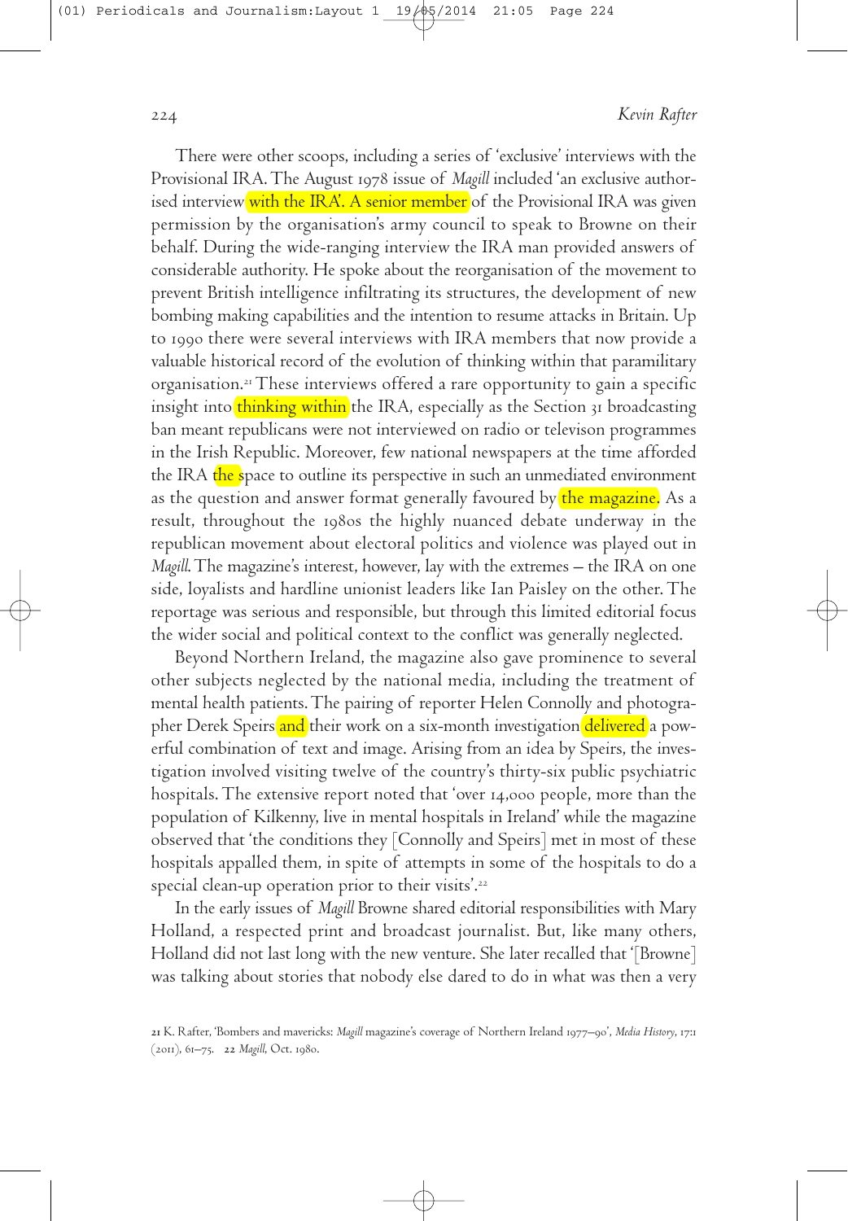There were other scoops, including a series of 'exclusive' interviews with the Provisional IRA. The August 1978 issue of *Magill* included 'an exclusive authorised interview with the IRA'. A senior member of the Provisional IRA was given permission by the organisation's army council to speak to Browne on their behalf. During the wide-ranging interview the IRA man provided answers of considerable authority. He spoke about the reorganisation of the movement to prevent British intelligence infiltrating its structures, the development of new bombing making capabilities and the intention to resume attacks in Britain. Up to 1990 there were several interviews with IRA members that now provide a valuable historical record of the evolution of thinking within that paramilitary organisation.[21] These interviews offered a rare opportunity to gain a specific insight into thinking within the IRA, especially as the Section 31 broadcasting ban meant republicans were not interviewed on radio or televison programmes in the Irish Republic. Moreover, few national newspapers at the time afforded the IRA the space to outline its perspective in such an unmediated environment as the question and answer format generally favoured by the magazine. As a result, throughout the 1980s the highly nuanced debate underway in the republican movement about electoral politics and violence was played out in *Magill*. The magazine's interest, however, lay with the extremes – the IRA on one side, loyalists and hardline unionist leaders like Ian Paisley on the other. The reportage was serious and responsible, but through this limited editorial focus the wider social and political context to the conflict was generally neglected.

Beyond Northern Ireland, the magazine also gave prominence to several other subjects neglected by the national media, including the treatment of mental health patients. The pairing of reporter Helen Connolly and photographer Derek Speirs and their work on a six-month investigation delivered a powerful combination of text and image. Arising from an idea by Speirs, the investigation involved visiting twelve of the country's thirty-six public psychiatric hospitals. The extensive report noted that 'over 14,000 people, more than the population of Kilkenny, live in mental hospitals in Ireland' while the magazine observed that 'the conditions they [Connolly and Speirs] met in most of these hospitals appalled them, in spite of attempts in some of the hospitals to do a special clean-up operation prior to their visits'.[22]

In the early issues of *Magill* Browne shared editorial responsibilities with Mary Holland, a respected print and broadcast journalist. But, like many others, Holland did not last long with the new venture. She later recalled that '[Browne] was talking about stories that nobody else dared to do in what was then a very

**21** K. Rafter, 'Bombers and mavericks: *Magill* magazine's coverage of Northern Ireland 1977–90', *Media History*, 17:1 (2011), 61–75. **22** *Magill*, Oct. 1980.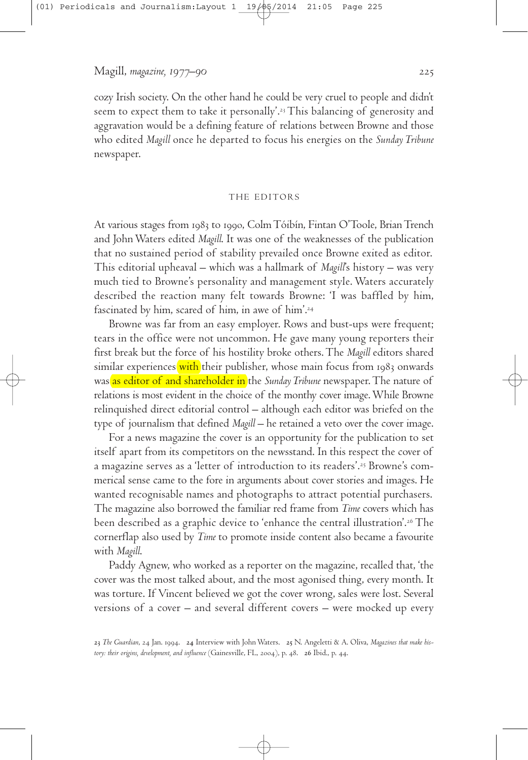cozy Irish society. On the other hand he could be very cruel to people and didn't seem to expect them to take it personally'.[23] This balancing of generosity and aggravation would be a defining feature of relations between Browne and those who edited *Magill* once he departed to focus his energies on the *Sunday Tribune* newspaper.

## THE EDITORS

At various stages from 1983 to 1990, Colm Tóibín, Fintan O'Toole, Brian Trench and John Waters edited *Magill*. It was one of the weaknesses of the publication that no sustained period of stability prevailed once Browne exited as editor. This editorial upheaval – which was a hallmark of *Magill*'s history – was very much tied to Browne's personality and management style. Waters accurately described the reaction many felt towards Browne: 'I was baffled by him, fascinated by him, scared of him, in awe of him'.[24]

Browne was far from an easy employer. Rows and bust-ups were frequent; tears in the office were not uncommon. He gave many young reporters their first break but the force of his hostility broke others. The *Magill* editors shared similar experiences with their publisher, whose main focus from 1983 onwards was as editor of and shareholder in the *Sunday Tribune* newspaper. The nature of relations is most evident in the choice of the monthy cover image. While Browne relinquished direct editorial control – although each editor was briefed on the type of journalism that defined *Magill* – he retained a veto over the cover image.

For a news magazine the cover is an opportunity for the publication to set itself apart from its competitors on the newsstand. In this respect the cover of a magazine serves as a 'letter of introduction to its readers'.[25] Browne's commerical sense came to the fore in arguments about cover stories and images. He wanted recognisable names and photographs to attract potential purchasers. The magazine also borrowed the familiar red frame from *Time* covers which has been described as a graphic device to 'enhance the central illustration'.[26] The cornerflap also used by *Time* to promote inside content also became a favourite with *Magill*.

Paddy Agnew, who worked as a reporter on the magazine, recalled that, 'the cover was the most talked about, and the most agonised thing, every month. It was torture. If Vincent believed we got the cover wrong, sales were lost. Several versions of a cover – and several different covers – were mocked up every

23 *The Guardian*, 24 Jan. 1994. 24 Interview with John Waters. 25 N. Angeletti & A. Oliva, *Magazines that make history: their origins, development, and influence* (Gainesville, FL, 2004), p. 48. 26 Ibid., p. 44.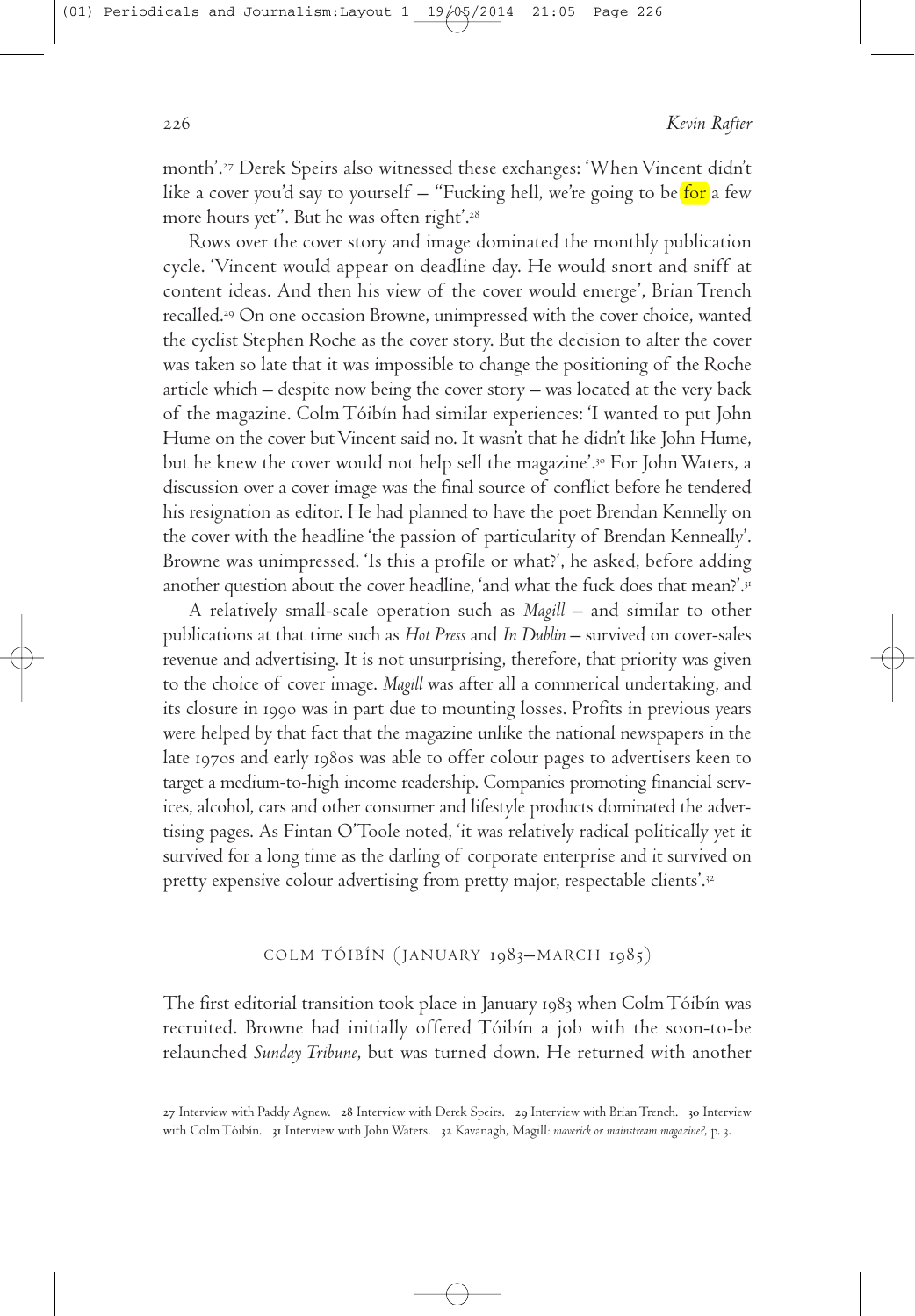month'.[27] Derek Speirs also witnessed these exchanges: 'When Vincent didn't like a cover you'd say to yourself – "Fucking hell, we're going to be for a few more hours yet". But he was often right'.[28]

Rows over the cover story and image dominated the monthly publication cycle. 'Vincent would appear on deadline day. He would snort and sniff at content ideas. And then his view of the cover would emerge', Brian Trench recalled.[29] On one occasion Browne, unimpressed with the cover choice, wanted the cyclist Stephen Roche as the cover story. But the decision to alter the cover was taken so late that it was impossible to change the positioning of the Roche article which – despite now being the cover story – was located at the very back of the magazine. Colm Tóibín had similar experiences: 'I wanted to put John Hume on the cover but Vincent said no. It wasn't that he didn't like John Hume, but he knew the cover would not help sell the magazine'.[30] For John Waters, a discussion over a cover image was the final source of conflict before he tendered his resignation as editor. He had planned to have the poet Brendan Kennelly on the cover with the headline 'the passion of particularity of Brendan Kenneally'. Browne was unimpressed. 'Is this a profile or what?', he asked, before adding another question about the cover headline, 'and what the fuck does that mean?'.[31]

A relatively small-scale operation such as *Magill* – and similar to other publications at that time such as *Hot Press* and *In Dublin* – survived on cover-sales revenue and advertising. It is not unsurprising, therefore, that priority was given to the choice of cover image. *Magill* was after all a commerical undertaking, and its closure in 1990 was in part due to mounting losses. Profits in previous years were helped by that fact that the magazine unlike the national newspapers in the late 1970s and early 1980s was able to offer colour pages to advertisers keen to target a medium-to-high income readership. Companies promoting financial services, alcohol, cars and other consumer and lifestyle products dominated the advertising pages. As Fintan O'Toole noted, 'it was relatively radical politically yet it survived for a long time as the darling of corporate enterprise and it survived on pretty expensive colour advertising from pretty major, respectable clients'.[32]

## COLM TÓIBÍN (JANUARY 1983–MARCH 1985)

The first editorial transition took place in January 1983 when Colm Tóibín was recruited. Browne had initially offered Tóibín a job with the soon-to-be relaunched *Sunday Tribune*, but was turned down. He returned with another

27 Interview with Paddy Agnew. 28 Interview with Derek Speirs. 29 Interview with Brian Trench. 30 Interview with Colm Tóibín. 31 Interview with John Waters. 32 Kavanagh, *Magill: maverick or mainstream magazine?*, p. 3.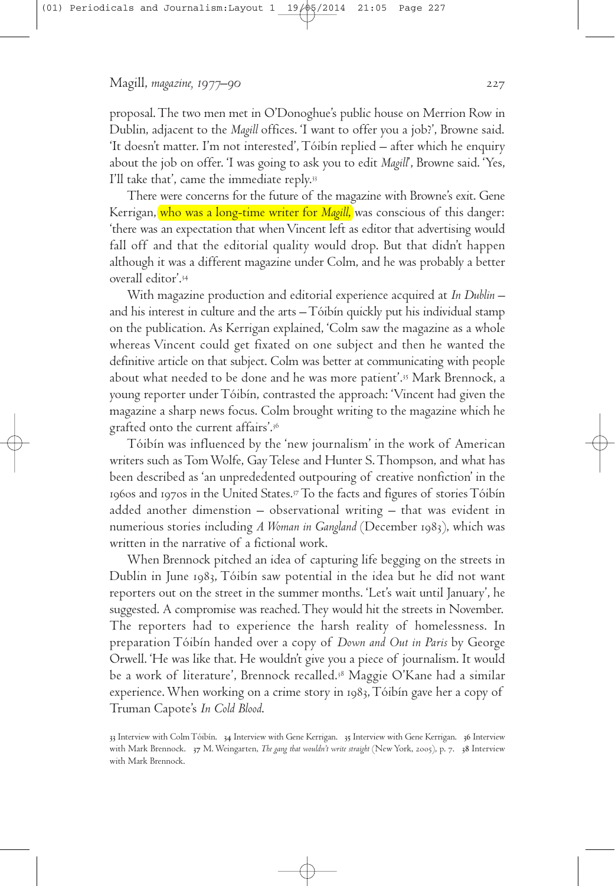proposal. The two men met in O'Donoghue's public house on Merrion Row in Dublin, adjacent to the *Magill* offices. 'I want to offer you a job?', Browne said. 'It doesn't matter. I'm not interested', Tóibín replied – after which he enquiry about the job on offer. 'I was going to ask you to edit *Magill*', Browne said. 'Yes, I'll take that', came the immediate reply.[33]

There were concerns for the future of the magazine with Browne's exit. Gene Kerrigan, who was a long-time writer for *Magill*, was conscious of this danger: 'there was an expectation that when Vincent left as editor that advertising would fall off and that the editorial quality would drop. But that didn't happen although it was a different magazine under Colm, and he was probably a better overall editor'.[34]

With magazine production and editorial experience acquired at *In Dublin* – and his interest in culture and the arts – Tóibín quickly put his individual stamp on the publication. As Kerrigan explained, 'Colm saw the magazine as a whole whereas Vincent could get fixated on one subject and then he wanted the definitive article on that subject. Colm was better at communicating with people about what needed to be done and he was more patient'.[35] Mark Brennock, a young reporter under Tóibín, contrasted the approach: 'Vincent had given the magazine a sharp news focus. Colm brought writing to the magazine which he grafted onto the current affairs'.[36]

Tóibín was influenced by the 'new journalism' in the work of American writers such as Tom Wolfe, Gay Telese and Hunter S. Thompson, and what has been described as 'an unpredendented outpouring of creative nonfiction' in the 1960s and 1970s in the United States.[37] To the facts and figures of stories Tóibín added another dimenstion – observational writing – that was evident in numerious stories including *A Woman in Gangland* (December 1983), which was written in the narrative of a fictional work.

When Brennock pitched an idea of capturing life begging on the streets in Dublin in June 1983, Tóibín saw potential in the idea but he did not want reporters out on the street in the summer months. 'Let's wait until January', he suggested. A compromise was reached. They would hit the streets in November. The reporters had to experience the harsh reality of homelessness. In preparation Tóibín handed over a copy of *Down and Out in Paris* by George Orwell. 'He was like that. He wouldn't give you a piece of journalism. It would be a work of literature', Brennock recalled.[38] Maggie O'Kane had a similar experience. When working on a crime story in 1983, Tóibín gave her a copy of Truman Capote's *In Cold Blood*.

33 Interview with Colm Tóibín. 34 Interview with Gene Kerrigan. 35 Interview with Gene Kerrigan. 36 Interview with Mark Brennock. 37 M. Weingarten, *The gang that wouldn't write straight* (New York, 2005), p. 7. 38 Interview with Mark Brennock.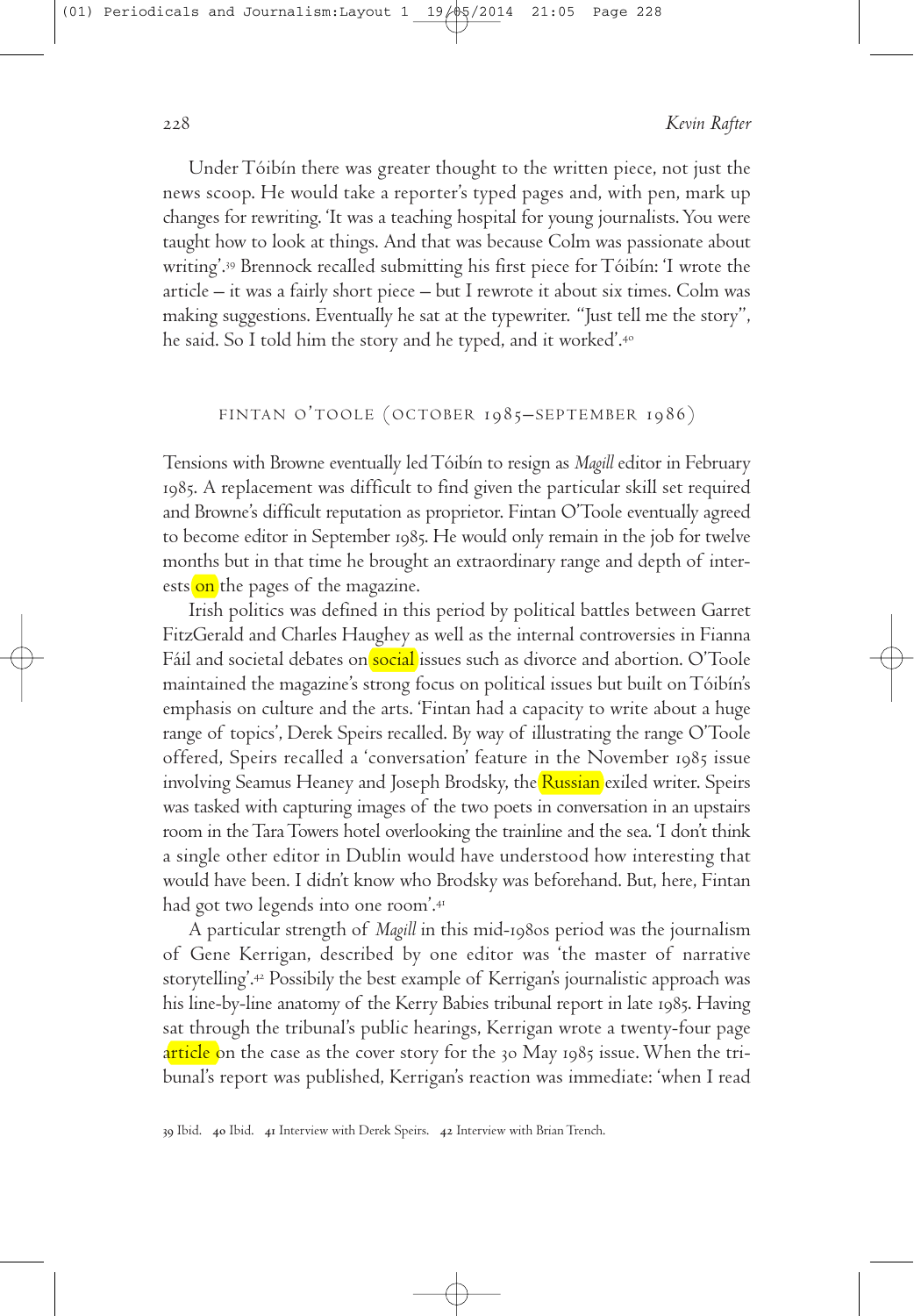Under Tóibín there was greater thought to the written piece, not just the news scoop. He would take a reporter's typed pages and, with pen, mark up changes for rewriting. 'It was a teaching hospital for young journalists. You were taught how to look at things. And that was because Colm was passionate about writing'.[39] Brennock recalled submitting his first piece for Tóibín: 'I wrote the article – it was a fairly short piece – but I rewrote it about six times. Colm was making suggestions. Eventually he sat at the typewriter. "Just tell me the story", he said. So I told him the story and he typed, and it worked'.[40]

## FINTAN O'TOOLE (OCTOBER 1985–SEPTEMBER 1986)

Tensions with Browne eventually led Tóibín to resign as *Magill* editor in February 1985. A replacement was difficult to find given the particular skill set required and Browne's difficult reputation as proprietor. Fintan O'Toole eventually agreed to become editor in September 1985. He would only remain in the job for twelve months but in that time he brought an extraordinary range and depth of interests on the pages of the magazine.

Irish politics was defined in this period by political battles between Garret FitzGerald and Charles Haughey as well as the internal controversies in Fianna Fáil and societal debates on social issues such as divorce and abortion. O'Toole maintained the magazine's strong focus on political issues but built on Tóibín's emphasis on culture and the arts. 'Fintan had a capacity to write about a huge range of topics', Derek Speirs recalled. By way of illustrating the range O'Toole offered, Speirs recalled a 'conversation' feature in the November 1985 issue involving Seamus Heaney and Joseph Brodsky, the Russian exiled writer. Speirs was tasked with capturing images of the two poets in conversation in an upstairs room in the Tara Towers hotel overlooking the trainline and the sea. 'I don't think a single other editor in Dublin would have understood how interesting that would have been. I didn't know who Brodsky was beforehand. But, here, Fintan had got two legends into one room'.[41]

A particular strength of *Magill* in this mid-1980s period was the journalism of Gene Kerrigan, described by one editor was 'the master of narrative storytelling'.[42] Possibily the best example of Kerrigan's journalistic approach was his line-by-line anatomy of the Kerry Babies tribunal report in late 1985. Having sat through the tribunal's public hearings, Kerrigan wrote a twenty-four page article on the case as the cover story for the 30 May 1985 issue. When the tribunal's report was published, Kerrigan's reaction was immediate: 'when I read

39 Ibid. 40 Ibid. 41 Interview with Derek Speirs. 42 Interview with Brian Trench.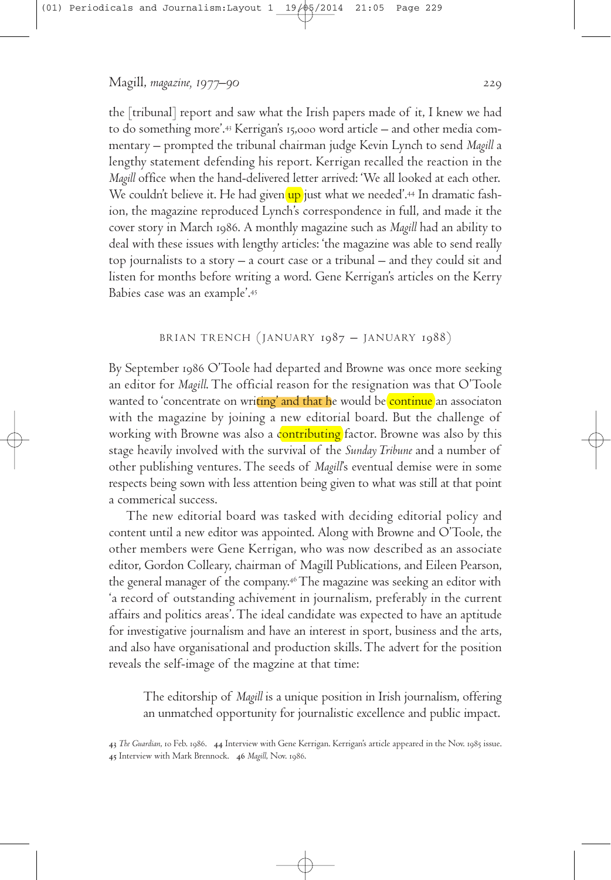the [tribunal] report and saw what the Irish papers made of it, I knew we had to do something more'.[43] Kerrigan's 15,000 word article – and other media commentary – prompted the tribunal chairman judge Kevin Lynch to send *Magill* a lengthy statement defending his report. Kerrigan recalled the reaction in the *Magill* office when the hand-delivered letter arrived: 'We all looked at each other. We couldn't believe it. He had given up just what we needed'.[44] In dramatic fashion, the magazine reproduced Lynch's correspondence in full, and made it the cover story in March 1986. A monthly magazine such as *Magill* had an ability to deal with these issues with lengthy articles: 'the magazine was able to send really top journalists to a story – a court case or a tribunal – and they could sit and listen for months before writing a word. Gene Kerrigan's articles on the Kerry Babies case was an example'.[45]

## BRIAN TRENCH (JANUARY 1987 – JANUARY 1988)

By September 1986 O'Toole had departed and Browne was once more seeking an editor for *Magill*. The official reason for the resignation was that O'Toole wanted to 'concentrate on writing' and that he would be continue an associaton with the magazine by joining a new editorial board. But the challenge of working with Browne was also a contributing factor. Browne was also by this stage heavily involved with the survival of the *Sunday Tribune* and a number of other publishing ventures. The seeds of *Magill*'s eventual demise were in some respects being sown with less attention being given to what was still at that point a commerical success.

The new editorial board was tasked with deciding editorial policy and content until a new editor was appointed. Along with Browne and O'Toole, the other members were Gene Kerrigan, who was now described as an associate editor, Gordon Colleary, chairman of Magill Publications, and Eileen Pearson, the general manager of the company.[46] The magazine was seeking an editor with 'a record of outstanding achivement in journalism, preferably in the current affairs and politics areas'. The ideal candidate was expected to have an aptitude for investigative journalism and have an interest in sport, business and the arts, and also have organisational and production skills. The advert for the position reveals the self-image of the magzine at that time:

> The editorship of *Magill* is a unique position in Irish journalism, offering an unmatched opportunity for journalistic excellence and public impact.

[43] *The Guardian*, 10 Feb. 1986. [44] Interview with Gene Kerrigan. Kerrigan's article appeared in the Nov. 1985 issue. [45] Interview with Mark Brennock. [46] *Magill*, Nov. 1986.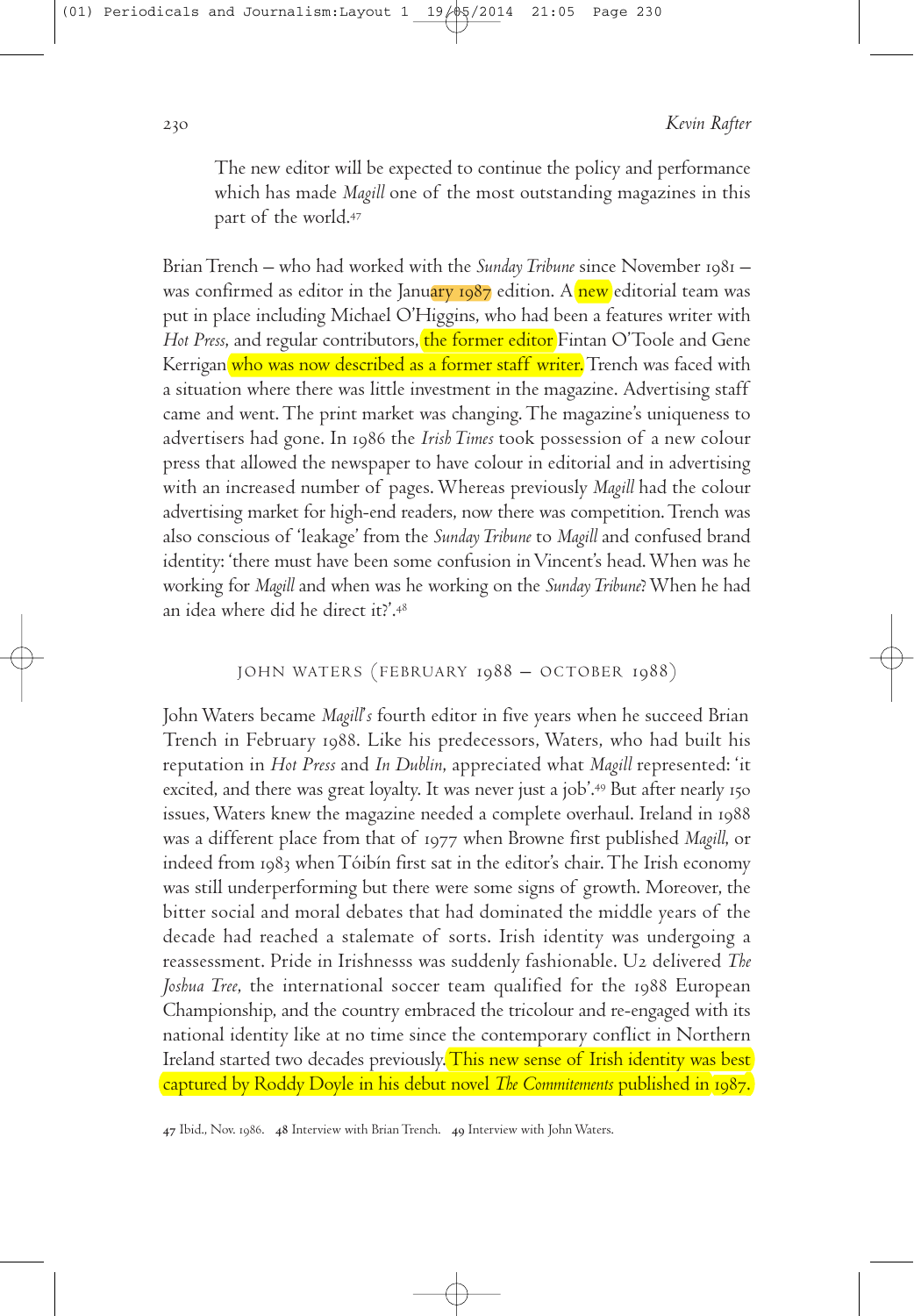> The new editor will be expected to continue the policy and performance which has made *Magill* one of the most outstanding magazines in this part of the world.[47]

Brian Trench – who had worked with the *Sunday Tribune* since November 1981 – was confirmed as editor in the January 1987 edition. A new editorial team was put in place including Michael O'Higgins, who had been a features writer with *Hot Press*, and regular contributors, the former editor Fintan O'Toole and Gene Kerrigan who was now described as a former staff writer. Trench was faced with a situation where there was little investment in the magazine. Advertising staff came and went. The print market was changing. The magazine's uniqueness to advertisers had gone. In 1986 the *Irish Times* took possession of a new colour press that allowed the newspaper to have colour in editorial and in advertising with an increased number of pages. Whereas previously *Magill* had the colour advertising market for high-end readers, now there was competition. Trench was also conscious of 'leakage' from the *Sunday Tribune* to *Magill* and confused brand identity: 'there must have been some confusion in Vincent's head. When was he working for *Magill* and when was he working on the *Sunday Tribune*? When he had an idea where did he direct it?'.[48]

## JOHN WATERS (FEBRUARY 1988 – OCTOBER 1988)

John Waters became *Magill's* fourth editor in five years when he succeed Brian Trench in February 1988. Like his predecessors, Waters, who had built his reputation in *Hot Press* and *In Dublin*, appreciated what *Magill* represented: 'it excited, and there was great loyalty. It was never just a job'.[49] But after nearly 150 issues, Waters knew the magazine needed a complete overhaul. Ireland in 1988 was a different place from that of 1977 when Browne first published *Magill*, or indeed from 1983 when Tóibín first sat in the editor's chair. The Irish economy was still underperforming but there were some signs of growth. Moreover, the bitter social and moral debates that had dominated the middle years of the decade had reached a stalemate of sorts. Irish identity was undergoing a reassessment. Pride in Irishnesss was suddenly fashionable. U2 delivered *The Joshua Tree*, the international soccer team qualified for the 1988 European Championship, and the country embraced the tricolour and re-engaged with its national identity like at no time since the contemporary conflict in Northern Ireland started two decades previously. This new sense of Irish identity was best captured by Roddy Doyle in his debut novel *The Commitements* published in 1987.

47 Ibid., Nov. 1986. 48 Interview with Brian Trench. 49 Interview with John Waters.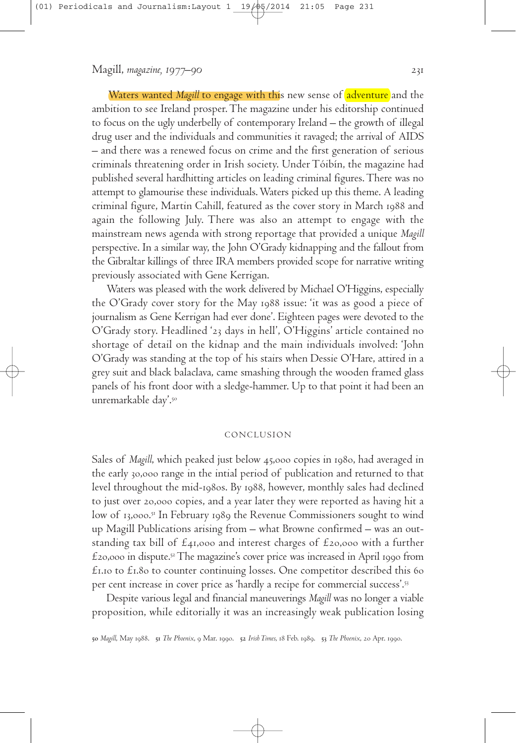Waters wanted *Magill* to engage with this new sense of adventure and the ambition to see Ireland prosper. The magazine under his editorship continued to focus on the ugly underbelly of contemporary Ireland – the growth of illegal drug user and the individuals and communities it ravaged; the arrival of AIDS – and there was a renewed focus on crime and the first generation of serious criminals threatening order in Irish society. Under Tóibín, the magazine had published several hardhitting articles on leading criminal figures. There was no attempt to glamourise these individuals. Waters picked up this theme. A leading criminal figure, Martin Cahill, featured as the cover story in March 1988 and again the following July. There was also an attempt to engage with the mainstream news agenda with strong reportage that provided a unique *Magill* perspective. In a similar way, the John O'Grady kidnapping and the fallout from the Gibraltar killings of three IRA members provided scope for narrative writing previously associated with Gene Kerrigan.

Waters was pleased with the work delivered by Michael O'Higgins, especially the O'Grady cover story for the May 1988 issue: 'it was as good a piece of journalism as Gene Kerrigan had ever done'. Eighteen pages were devoted to the O'Grady story. Headlined '23 days in hell', O'Higgins' article contained no shortage of detail on the kidnap and the main individuals involved: 'John O'Grady was standing at the top of his stairs when Dessie O'Hare, attired in a grey suit and black balaclava, came smashing through the wooden framed glass panels of his front door with a sledge-hammer. Up to that point it had been an unremarkable day'.[50]

## CONCLUSION

Sales of *Magill*, which peaked just below 45,000 copies in 1980, had averaged in the early 30,000 range in the intial period of publication and returned to that level throughout the mid-1980s. By 1988, however, monthly sales had declined to just over 20,000 copies, and a year later they were reported as having hit a low of 13,000.[51] In February 1989 the Revenue Commissioners sought to wind up Magill Publications arising from – what Browne confirmed – was an outstanding tax bill of £41,000 and interest charges of £20,000 with a further £20,000 in dispute.[52] The magazine's cover price was increased in April 1990 from £1.10 to £1.80 to counter continuing losses. One competitor described this 60 per cent increase in cover price as 'hardly a recipe for commercial success'.[53]

Despite various legal and financial maneuverings *Magill* was no longer a viable proposition, while editorially it was an increasingly weak publication losing

**50** *Magill*, May 1988. **51** *The Phoenix*, 9 Mar. 1990. **52** *Irish Times*, 18 Feb. 1989. **53** *The Phoenix*, 20 Apr. 1990.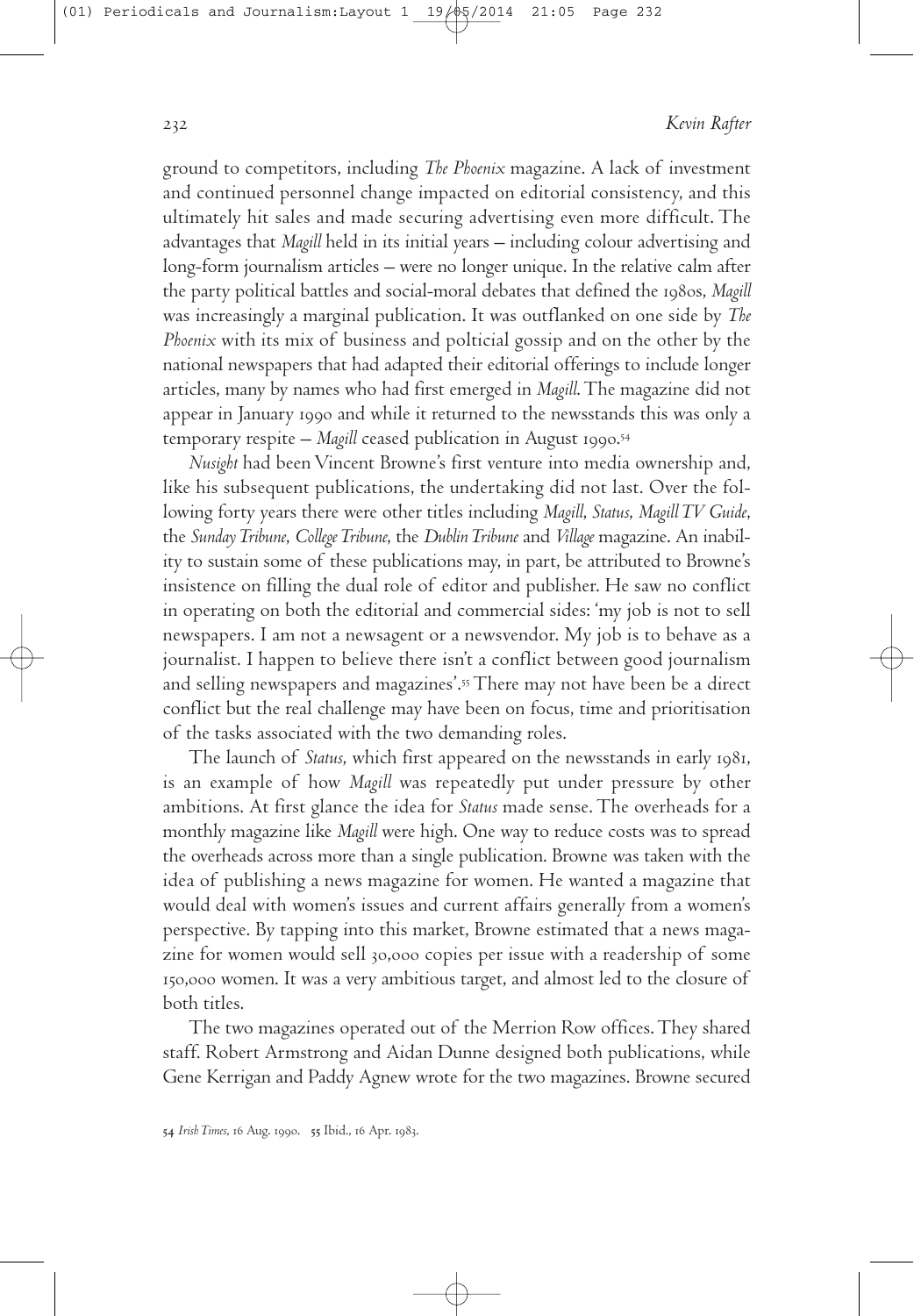ground to competitors, including *The Phoenix* magazine. A lack of investment and continued personnel change impacted on editorial consistency, and this ultimately hit sales and made securing advertising even more difficult. The advantages that *Magill* held in its initial years – including colour advertising and long-form journalism articles – were no longer unique. In the relative calm after the party political battles and social-moral debates that defined the 1980s, *Magill* was increasingly a marginal publication. It was outflanked on one side by *The Phoenix* with its mix of business and polticial gossip and on the other by the national newspapers that had adapted their editorial offerings to include longer articles, many by names who had first emerged in *Magill*. The magazine did not appear in January 1990 and while it returned to the newsstands this was only a temporary respite – *Magill* ceased publication in August 1990.[54]

*Nusight* had been Vincent Browne's first venture into media ownership and, like his subsequent publications, the undertaking did not last. Over the following forty years there were other titles including *Magill*, *Status*, *Magill TV Guide*, the *Sunday Tribune*, *College Tribune*, the *Dublin Tribune* and *Village* magazine. An inability to sustain some of these publications may, in part, be attributed to Browne's insistence on filling the dual role of editor and publisher. He saw no conflict in operating on both the editorial and commercial sides: 'my job is not to sell newspapers. I am not a newsagent or a newsvendor. My job is to behave as a journalist. I happen to believe there isn't a conflict between good journalism and selling newspapers and magazines'.[55] There may not have been be a direct conflict but the real challenge may have been on focus, time and prioritisation of the tasks associated with the two demanding roles.

The launch of *Status*, which first appeared on the newsstands in early 1981, is an example of how *Magill* was repeatedly put under pressure by other ambitions. At first glance the idea for *Status* made sense. The overheads for a monthly magazine like *Magill* were high. One way to reduce costs was to spread the overheads across more than a single publication. Browne was taken with the idea of publishing a news magazine for women. He wanted a magazine that would deal with women's issues and current affairs generally from a women's perspective. By tapping into this market, Browne estimated that a news magazine for women would sell 30,000 copies per issue with a readership of some 150,000 women. It was a very ambitious target, and almost led to the closure of both titles.

The two magazines operated out of the Merrion Row offices. They shared staff. Robert Armstrong and Aidan Dunne designed both publications, while Gene Kerrigan and Paddy Agnew wrote for the two magazines. Browne secured

54 *Irish Times*, 16 Aug. 1990. 55 Ibid., 16 Apr. 1983.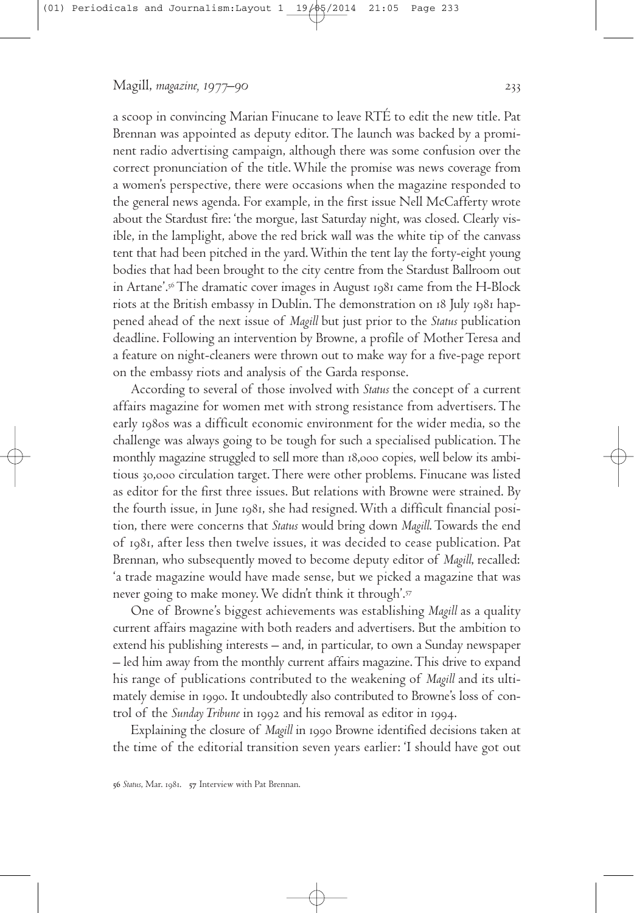a scoop in convincing Marian Finucane to leave RTÉ to edit the new title. Pat Brennan was appointed as deputy editor. The launch was backed by a prominent radio advertising campaign, although there was some confusion over the correct pronunciation of the title. While the promise was news coverage from a women's perspective, there were occasions when the magazine responded to the general news agenda. For example, in the first issue Nell McCafferty wrote about the Stardust fire: 'the morgue, last Saturday night, was closed. Clearly visible, in the lamplight, above the red brick wall was the white tip of the canvass tent that had been pitched in the yard. Within the tent lay the forty-eight young bodies that had been brought to the city centre from the Stardust Ballroom out in Artane'.[56] The dramatic cover images in August 1981 came from the H-Block riots at the British embassy in Dublin. The demonstration on 18 July 1981 happened ahead of the next issue of *Magill* but just prior to the *Status* publication deadline. Following an intervention by Browne, a profile of Mother Teresa and a feature on night-cleaners were thrown out to make way for a five-page report on the embassy riots and analysis of the Garda response.

According to several of those involved with *Status* the concept of a current affairs magazine for women met with strong resistance from advertisers. The early 1980s was a difficult economic environment for the wider media, so the challenge was always going to be tough for such a specialised publication. The monthly magazine struggled to sell more than 18,000 copies, well below its ambitious 30,000 circulation target. There were other problems. Finucane was listed as editor for the first three issues. But relations with Browne were strained. By the fourth issue, in June 1981, she had resigned. With a difficult financial position, there were concerns that *Status* would bring down *Magill*. Towards the end of 1981, after less then twelve issues, it was decided to cease publication. Pat Brennan, who subsequently moved to become deputy editor of *Magill*, recalled: 'a trade magazine would have made sense, but we picked a magazine that was never going to make money. We didn't think it through'.[57]

One of Browne's biggest achievements was establishing *Magill* as a quality current affairs magazine with both readers and advertisers. But the ambition to extend his publishing interests – and, in particular, to own a Sunday newspaper – led him away from the monthly current affairs magazine. This drive to expand his range of publications contributed to the weakening of *Magill* and its ultimately demise in 1990. It undoubtedly also contributed to Browne's loss of control of the *Sunday Tribune* in 1992 and his removal as editor in 1994.

Explaining the closure of *Magill* in 1990 Browne identified decisions taken at the time of the editorial transition seven years earlier: 'I should have got out

56 *Status*, Mar. 1981. 57 Interview with Pat Brennan.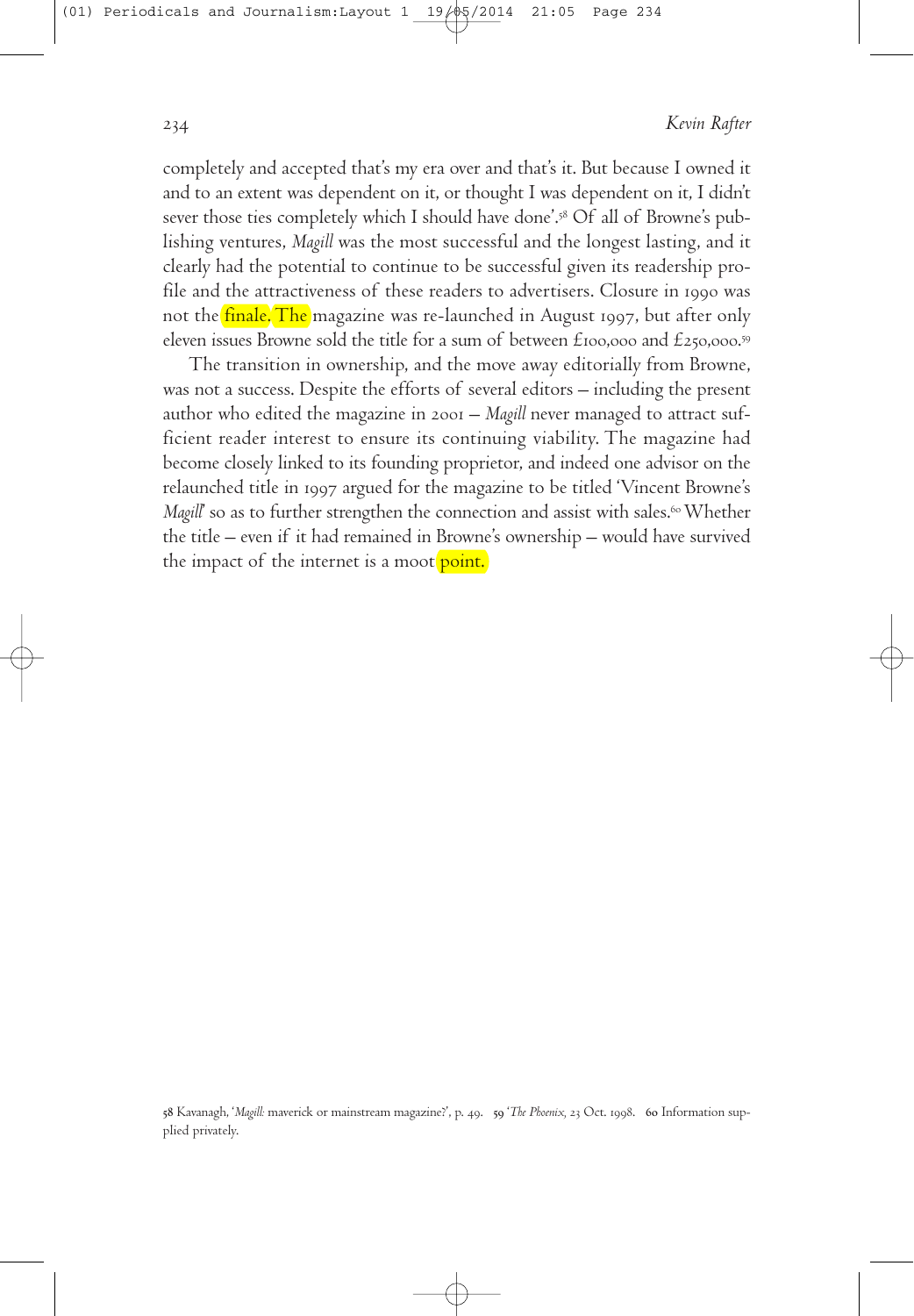completely and accepted that's my era over and that's it. But because I owned it and to an extent was dependent on it, or thought I was dependent on it, I didn't sever those ties completely which I should have done'.[58] Of all of Browne's publishing ventures, *Magill* was the most successful and the longest lasting, and it clearly had the potential to continue to be successful given its readership profile and the attractiveness of these readers to advertisers. Closure in 1990 was not the finale. The magazine was re-launched in August 1997, but after only eleven issues Browne sold the title for a sum of between £100,000 and £250,000.[59]

The transition in ownership, and the move away editorially from Browne, was not a success. Despite the efforts of several editors – including the present author who edited the magazine in 2001 – *Magill* never managed to attract sufficient reader interest to ensure its continuing viability. The magazine had become closely linked to its founding proprietor, and indeed one advisor on the relaunched title in 1997 argued for the magazine to be titled 'Vincent Browne's *Magill*' so as to further strengthen the connection and assist with sales.[60] Whether the title – even if it had remained in Browne's ownership – would have survived the impact of the internet is a moot point.

**58** Kavanagh, '*Magill:* maverick or mainstream magazine?', p. 49. **59** '*The Phoenix*, 23 Oct. 1998. **60** Information supplied privately.